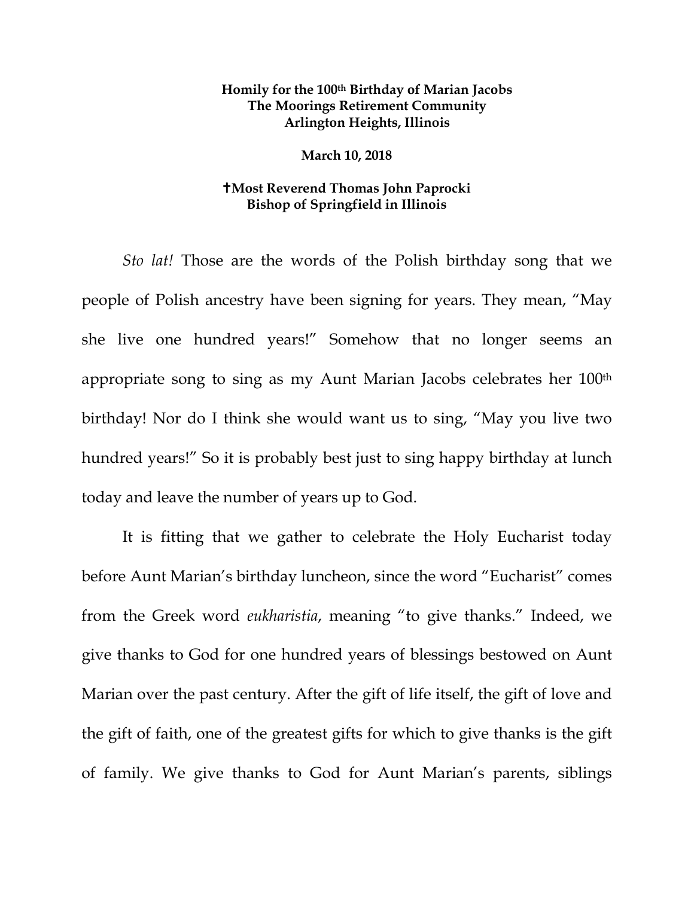**Homily for the 100th Birthday of Marian Jacobs**
**The Moorings Retirement Community**
**Arlington Heights, Illinois**

**March 10, 2018**

**✝Most Reverend Thomas John Paprocki**
**Bishop of Springfield in Illinois**

*Sto lat!* Those are the words of the Polish birthday song that we people of Polish ancestry have been signing for years. They mean, "May she live one hundred years!" Somehow that no longer seems an appropriate song to sing as my Aunt Marian Jacobs celebrates her 100th birthday! Nor do I think she would want us to sing, "May you live two hundred years!" So it is probably best just to sing happy birthday at lunch today and leave the number of years up to God.

It is fitting that we gather to celebrate the Holy Eucharist today before Aunt Marian's birthday luncheon, since the word "Eucharist" comes from the Greek word *eukharistia*, meaning "to give thanks." Indeed, we give thanks to God for one hundred years of blessings bestowed on Aunt Marian over the past century. After the gift of life itself, the gift of love and the gift of faith, one of the greatest gifts for which to give thanks is the gift of family. We give thanks to God for Aunt Marian's parents, siblings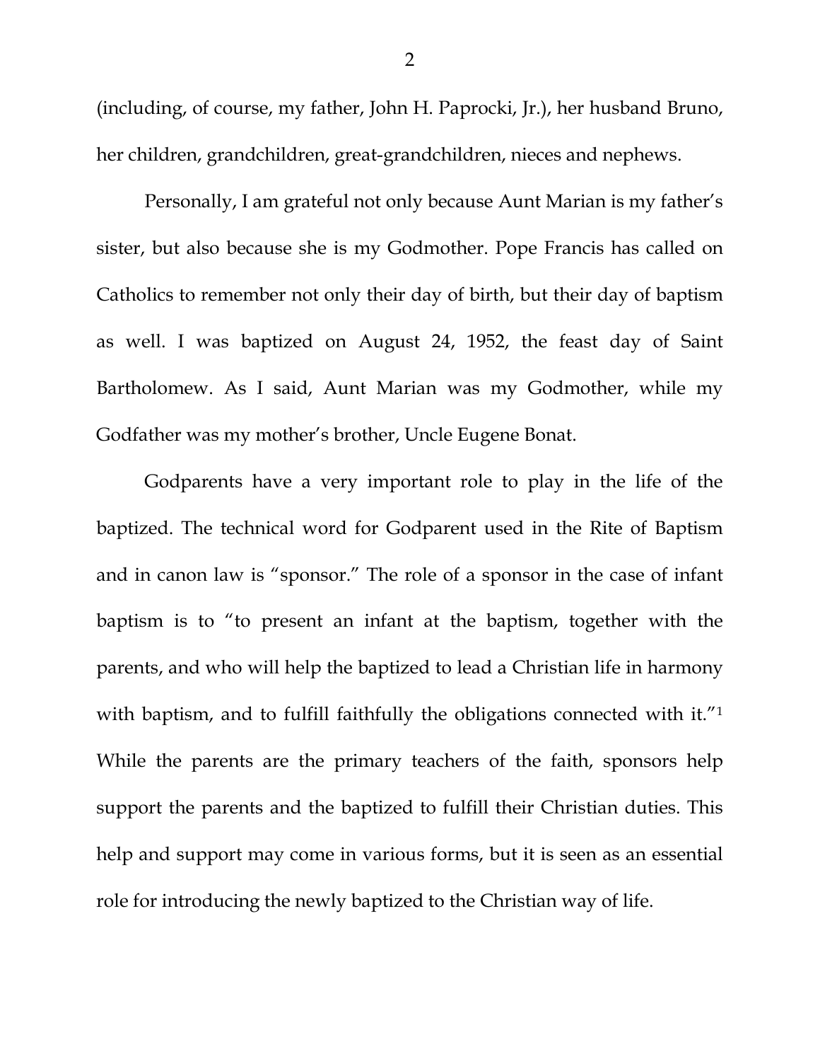(including, of course, my father, John H. Paprocki, Jr.), her husband Bruno, her children, grandchildren, great-grandchildren, nieces and nephews.

Personally, I am grateful not only because Aunt Marian is my father's sister, but also because she is my Godmother. Pope Francis has called on Catholics to remember not only their day of birth, but their day of baptism as well. I was baptized on August 24, 1952, the feast day of Saint Bartholomew. As I said, Aunt Marian was my Godmother, while my Godfather was my mother's brother, Uncle Eugene Bonat.

Godparents have a very important role to play in the life of the baptized. The technical word for Godparent used in the Rite of Baptism and in canon law is "sponsor." The role of a sponsor in the case of infant baptism is to "to present an infant at the baptism, together with the parents, and who will help the baptized to lead a Christian life in harmony with baptism, and to fulfill faithfully the obligations connected with it."[1] While the parents are the primary teachers of the faith, sponsors help support the parents and the baptized to fulfill their Christian duties. This help and support may come in various forms, but it is seen as an essential role for introducing the newly baptized to the Christian way of life.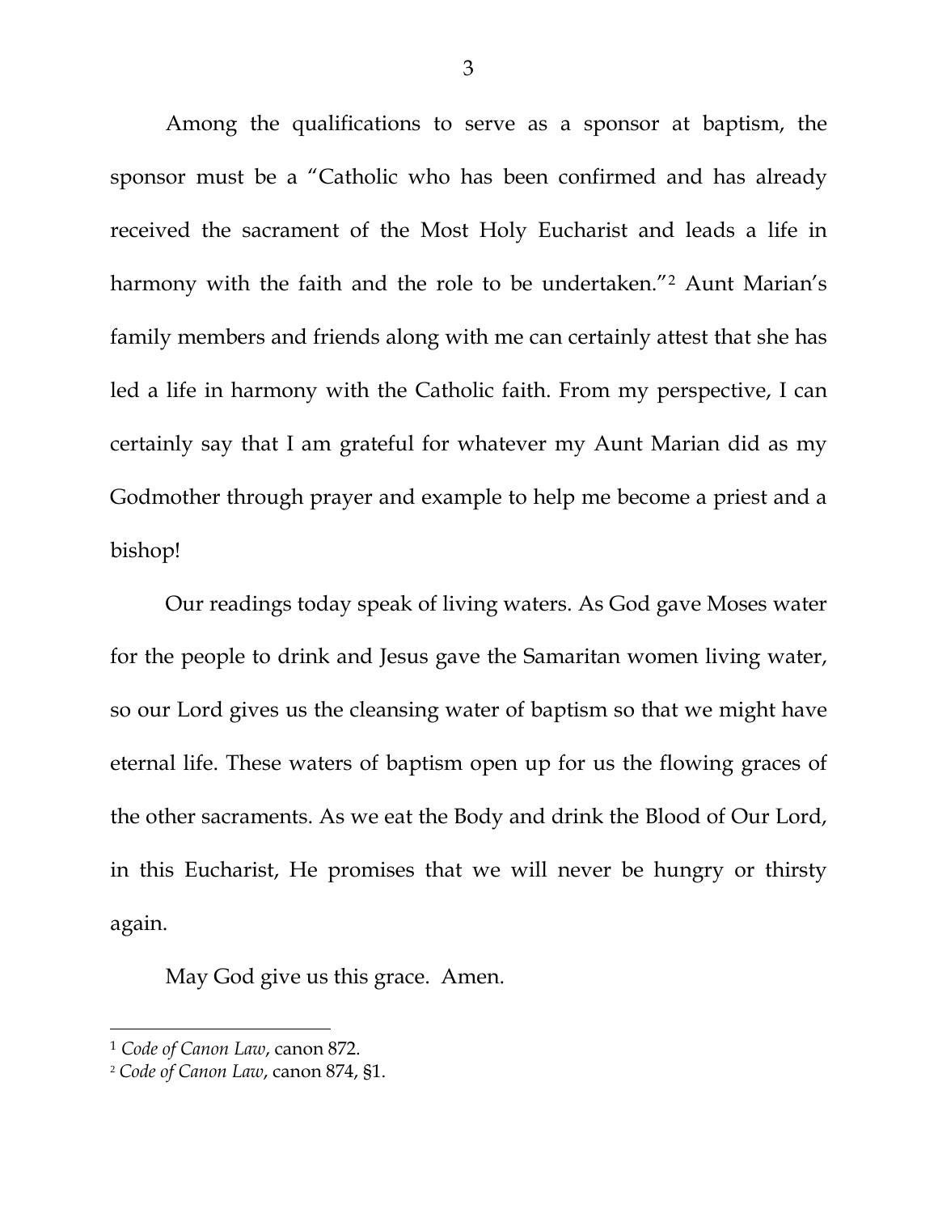Among the qualifications to serve as a sponsor at baptism, the sponsor must be a "Catholic who has been confirmed and has already received the sacrament of the Most Holy Eucharist and leads a life in harmony with the faith and the role to be undertaken."[2] Aunt Marian's family members and friends along with me can certainly attest that she has led a life in harmony with the Catholic faith. From my perspective, I can certainly say that I am grateful for whatever my Aunt Marian did as my Godmother through prayer and example to help me become a priest and a bishop!

Our readings today speak of living waters. As God gave Moses water for the people to drink and Jesus gave the Samaritan women living water, so our Lord gives us the cleansing water of baptism so that we might have eternal life. These waters of baptism open up for us the flowing graces of the other sacraments. As we eat the Body and drink the Blood of Our Lord, in this Eucharist, He promises that we will never be hungry or thirsty again.

May God give us this grace. Amen.

---

[1] *Code of Canon Law*, canon 872.

[2] *Code of Canon Law*, canon 874, §1.